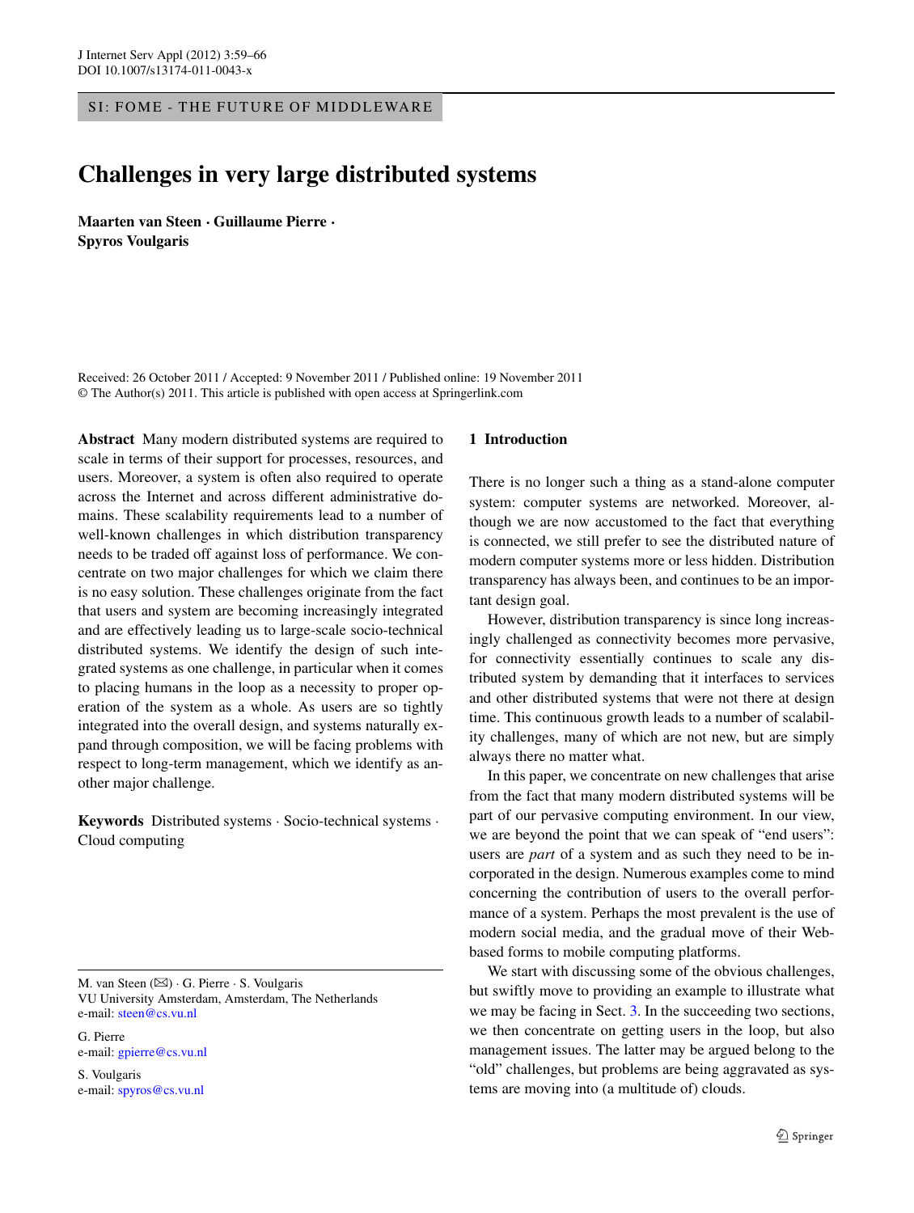SI: FOME - THE FUTURE OF MIDDLEWARE

# Challenges in very large distributed systems

**Maarten van Steen · Guillaume Pierre · Spyros Voulgaris**

Received: 26 October 2011 / Accepted: 9 November 2011 / Published online: 19 November 2011
© The Author(s) 2011. This article is published with open access at Springerlink.com

**Abstract** Many modern distributed systems are required to scale in terms of their support for processes, resources, and users. Moreover, a system is often also required to operate across the Internet and across different administrative domains. These scalability requirements lead to a number of well-known challenges in which distribution transparency needs to be traded off against loss of performance. We concentrate on two major challenges for which we claim there is no easy solution. These challenges originate from the fact that users and system are becoming increasingly integrated and are effectively leading us to large-scale socio-technical distributed systems. We identify the design of such integrated systems as one challenge, in particular when it comes to placing humans in the loop as a necessity to proper operation of the system as a whole. As users are so tightly integrated into the overall design, and systems naturally expand through composition, we will be facing problems with respect to long-term management, which we identify as another major challenge.

**Keywords** Distributed systems · Socio-technical systems · Cloud computing

M. van Steen (✉) · G. Pierre · S. Voulgaris
VU University Amsterdam, Amsterdam, The Netherlands
e-mail: steen@cs.vu.nl

G. Pierre
e-mail: gpierre@cs.vu.nl

S. Voulgaris
e-mail: spyros@cs.vu.nl

## 1 Introduction

There is no longer such a thing as a stand-alone computer system: computer systems are networked. Moreover, although we are now accustomed to the fact that everything is connected, we still prefer to see the distributed nature of modern computer systems more or less hidden. Distribution transparency has always been, and continues to be an important design goal.

However, distribution transparency is since long increasingly challenged as connectivity becomes more pervasive, for connectivity essentially continues to scale any distributed system by demanding that it interfaces to services and other distributed systems that were not there at design time. This continuous growth leads to a number of scalability challenges, many of which are not new, but are simply always there no matter what.

In this paper, we concentrate on new challenges that arise from the fact that many modern distributed systems will be part of our pervasive computing environment. In our view, we are beyond the point that we can speak of "end users": users are *part* of a system and as such they need to be incorporated in the design. Numerous examples come to mind concerning the contribution of users to the overall performance of a system. Perhaps the most prevalent is the use of modern social media, and the gradual move of their Web-based forms to mobile computing platforms.

We start with discussing some of the obvious challenges, but swiftly move to providing an example to illustrate what we may be facing in Sect. 3. In the succeeding two sections, we then concentrate on getting users in the loop, but also management issues. The latter may be argued belong to the "old" challenges, but problems are being aggravated as systems are moving into (a multitude of) clouds.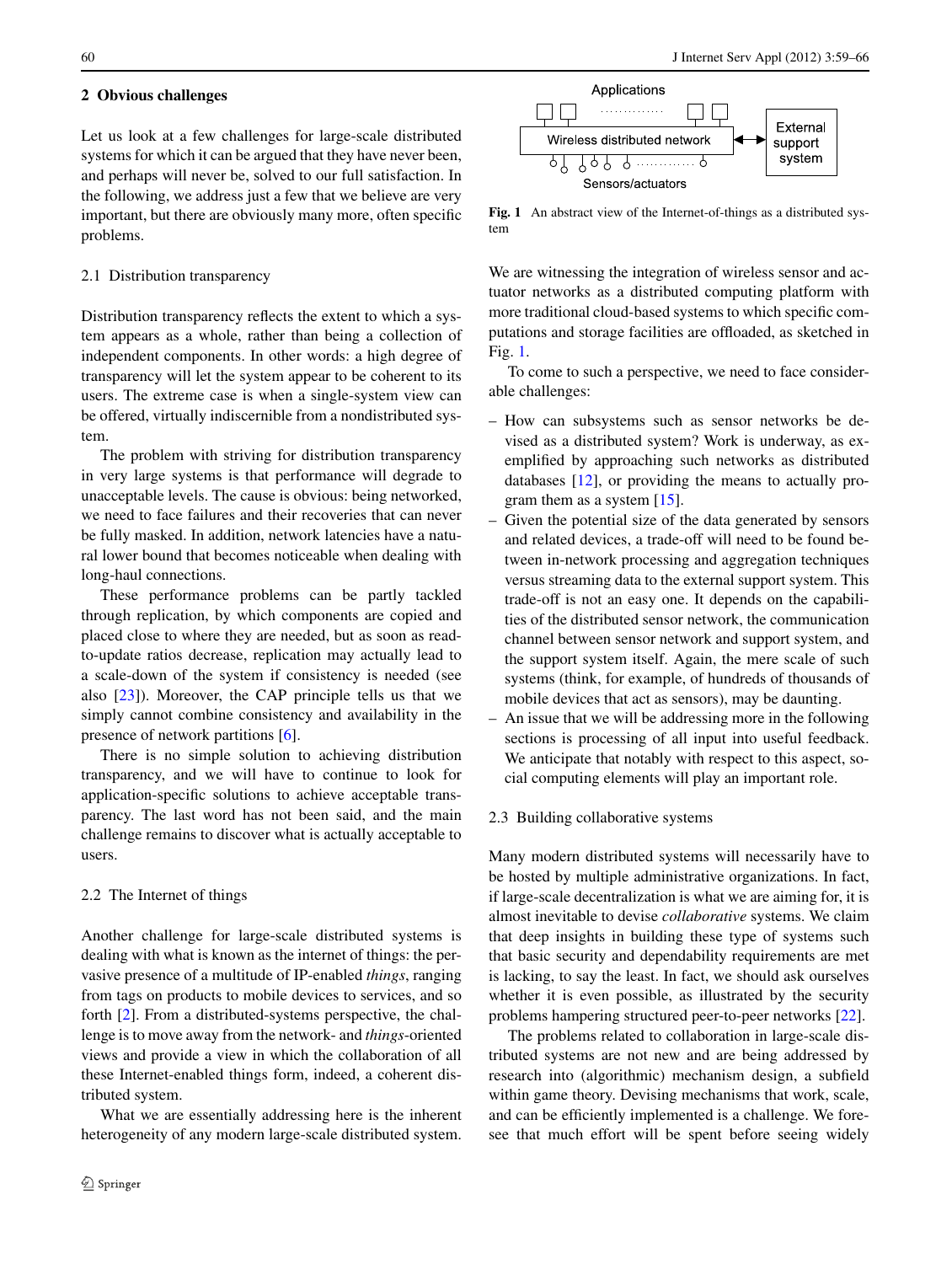## 2 Obvious challenges

Let us look at a few challenges for large-scale distributed systems for which it can be argued that they have never been, and perhaps will never be, solved to our full satisfaction. In the following, we address just a few that we believe are very important, but there are obviously many more, often specific problems.

### 2.1 Distribution transparency

Distribution transparency reflects the extent to which a system appears as a whole, rather than being a collection of independent components. In other words: a high degree of transparency will let the system appear to be coherent to its users. The extreme case is when a single-system view can be offered, virtually indiscernible from a nondistributed system.

The problem with striving for distribution transparency in very large systems is that performance will degrade to unacceptable levels. The cause is obvious: being networked, we need to face failures and their recoveries that can never be fully masked. In addition, network latencies have a natural lower bound that becomes noticeable when dealing with long-haul connections.

These performance problems can be partly tackled through replication, by which components are copied and placed close to where they are needed, but as soon as read-to-update ratios decrease, replication may actually lead to a scale-down of the system if consistency is needed (see also [23]). Moreover, the CAP principle tells us that we simply cannot combine consistency and availability in the presence of network partitions [6].

There is no simple solution to achieving distribution transparency, and we will have to continue to look for application-specific solutions to achieve acceptable transparency. The last word has not been said, and the main challenge remains to discover what is actually acceptable to users.

### 2.2 The Internet of things

Another challenge for large-scale distributed systems is dealing with what is known as the internet of things: the pervasive presence of a multitude of IP-enabled *things*, ranging from tags on products to mobile devices to services, and so forth [2]. From a distributed-systems perspective, the challenge is to move away from the network- and *things*-oriented views and provide a view in which the collaboration of all these Internet-enabled things form, indeed, a coherent distributed system.

What we are essentially addressing here is the inherent heterogeneity of any modern large-scale distributed system.

Applications

Wireless distributed network

External support system

Sensors/actuators

**Fig. 1** An abstract view of the Internet-of-things as a distributed system

We are witnessing the integration of wireless sensor and actuator networks as a distributed computing platform with more traditional cloud-based systems to which specific computations and storage facilities are offloaded, as sketched in Fig. 1.

To come to such a perspective, we need to face considerable challenges:

- How can subsystems such as sensor networks be devised as a distributed system? Work is underway, as exemplified by approaching such networks as distributed databases [12], or providing the means to actually program them as a system [15].
- Given the potential size of the data generated by sensors and related devices, a trade-off will need to be found between in-network processing and aggregation techniques versus streaming data to the external support system. This trade-off is not an easy one. It depends on the capabilities of the distributed sensor network, the communication channel between sensor network and support system, and the support system itself. Again, the mere scale of such systems (think, for example, of hundreds of thousands of mobile devices that act as sensors), may be daunting.
- An issue that we will be addressing more in the following sections is processing of all input into useful feedback. We anticipate that notably with respect to this aspect, social computing elements will play an important role.

### 2.3 Building collaborative systems

Many modern distributed systems will necessarily have to be hosted by multiple administrative organizations. In fact, if large-scale decentralization is what we are aiming for, it is almost inevitable to devise *collaborative* systems. We claim that deep insights in building these type of systems such that basic security and dependability requirements are met is lacking, to say the least. In fact, we should ask ourselves whether it is even possible, as illustrated by the security problems hampering structured peer-to-peer networks [22].

The problems related to collaboration in large-scale distributed systems are not new and are being addressed by research into (algorithmic) mechanism design, a subfield within game theory. Devising mechanisms that work, scale, and can be efficiently implemented is a challenge. We foresee that much effort will be spent before seeing widely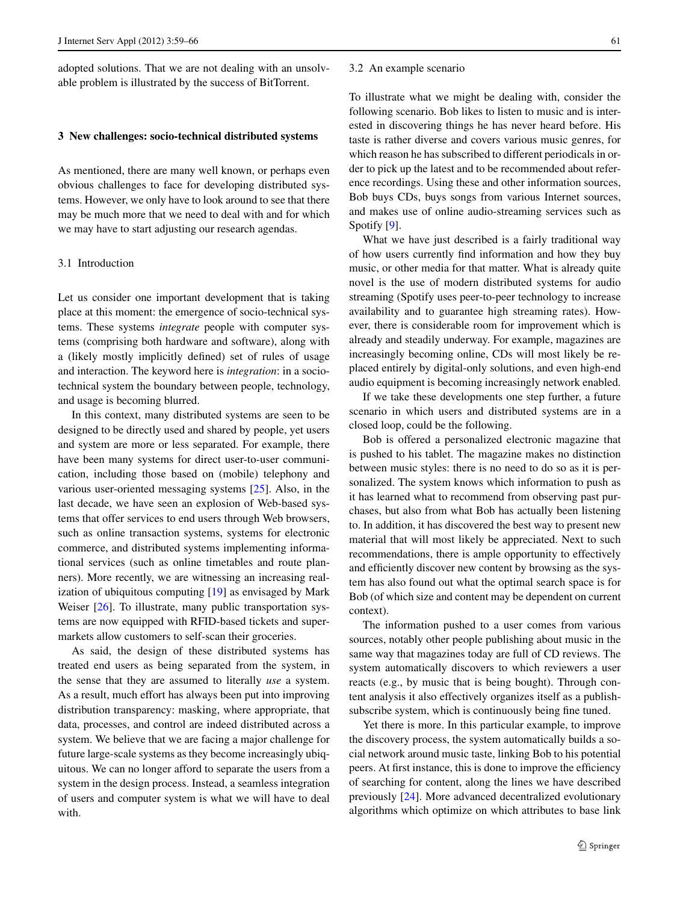adopted solutions. That we are not dealing with an unsolvable problem is illustrated by the success of BitTorrent.

## 3 New challenges: socio-technical distributed systems

As mentioned, there are many well known, or perhaps even obvious challenges to face for developing distributed systems. However, we only have to look around to see that there may be much more that we need to deal with and for which we may have to start adjusting our research agendas.

### 3.1 Introduction

Let us consider one important development that is taking place at this moment: the emergence of socio-technical systems. These systems *integrate* people with computer systems (comprising both hardware and software), along with a (likely mostly implicitly defined) set of rules of usage and interaction. The keyword here is *integration*: in a socio-technical system the boundary between people, technology, and usage is becoming blurred.

In this context, many distributed systems are seen to be designed to be directly used and shared by people, yet users and system are more or less separated. For example, there have been many systems for direct user-to-user communication, including those based on (mobile) telephony and various user-oriented messaging systems [25]. Also, in the last decade, we have seen an explosion of Web-based systems that offer services to end users through Web browsers, such as online transaction systems, systems for electronic commerce, and distributed systems implementing informational services (such as online timetables and route planners). More recently, we are witnessing an increasing realization of ubiquitous computing [19] as envisaged by Mark Weiser [26]. To illustrate, many public transportation systems are now equipped with RFID-based tickets and supermarkets allow customers to self-scan their groceries.

As said, the design of these distributed systems has treated end users as being separated from the system, in the sense that they are assumed to literally *use* a system. As a result, much effort has always been put into improving distribution transparency: masking, where appropriate, that data, processes, and control are indeed distributed across a system. We believe that we are facing a major challenge for future large-scale systems as they become increasingly ubiquitous. We can no longer afford to separate the users from a system in the design process. Instead, a seamless integration of users and computer system is what we will have to deal with.

### 3.2 An example scenario

To illustrate what we might be dealing with, consider the following scenario. Bob likes to listen to music and is interested in discovering things he has never heard before. His taste is rather diverse and covers various music genres, for which reason he has subscribed to different periodicals in order to pick up the latest and to be recommended about reference recordings. Using these and other information sources, Bob buys CDs, buys songs from various Internet sources, and makes use of online audio-streaming services such as Spotify [9].

What we have just described is a fairly traditional way of how users currently find information and how they buy music, or other media for that matter. What is already quite novel is the use of modern distributed systems for audio streaming (Spotify uses peer-to-peer technology to increase availability and to guarantee high streaming rates). However, there is considerable room for improvement which is already and steadily underway. For example, magazines are increasingly becoming online, CDs will most likely be replaced entirely by digital-only solutions, and even high-end audio equipment is becoming increasingly network enabled.

If we take these developments one step further, a future scenario in which users and distributed systems are in a closed loop, could be the following.

Bob is offered a personalized electronic magazine that is pushed to his tablet. The magazine makes no distinction between music styles: there is no need to do so as it is personalized. The system knows which information to push as it has learned what to recommend from observing past purchases, but also from what Bob has actually been listening to. In addition, it has discovered the best way to present new material that will most likely be appreciated. Next to such recommendations, there is ample opportunity to effectively and efficiently discover new content by browsing as the system has also found out what the optimal search space is for Bob (of which size and content may be dependent on current context).

The information pushed to a user comes from various sources, notably other people publishing about music in the same way that magazines today are full of CD reviews. The system automatically discovers to which reviewers a user reacts (e.g., by music that is being bought). Through content analysis it also effectively organizes itself as a publish-subscribe system, which is continuously being fine tuned.

Yet there is more. In this particular example, to improve the discovery process, the system automatically builds a social network around music taste, linking Bob to his potential peers. At first instance, this is done to improve the efficiency of searching for content, along the lines we have described previously [24]. More advanced decentralized evolutionary algorithms which optimize on which attributes to base link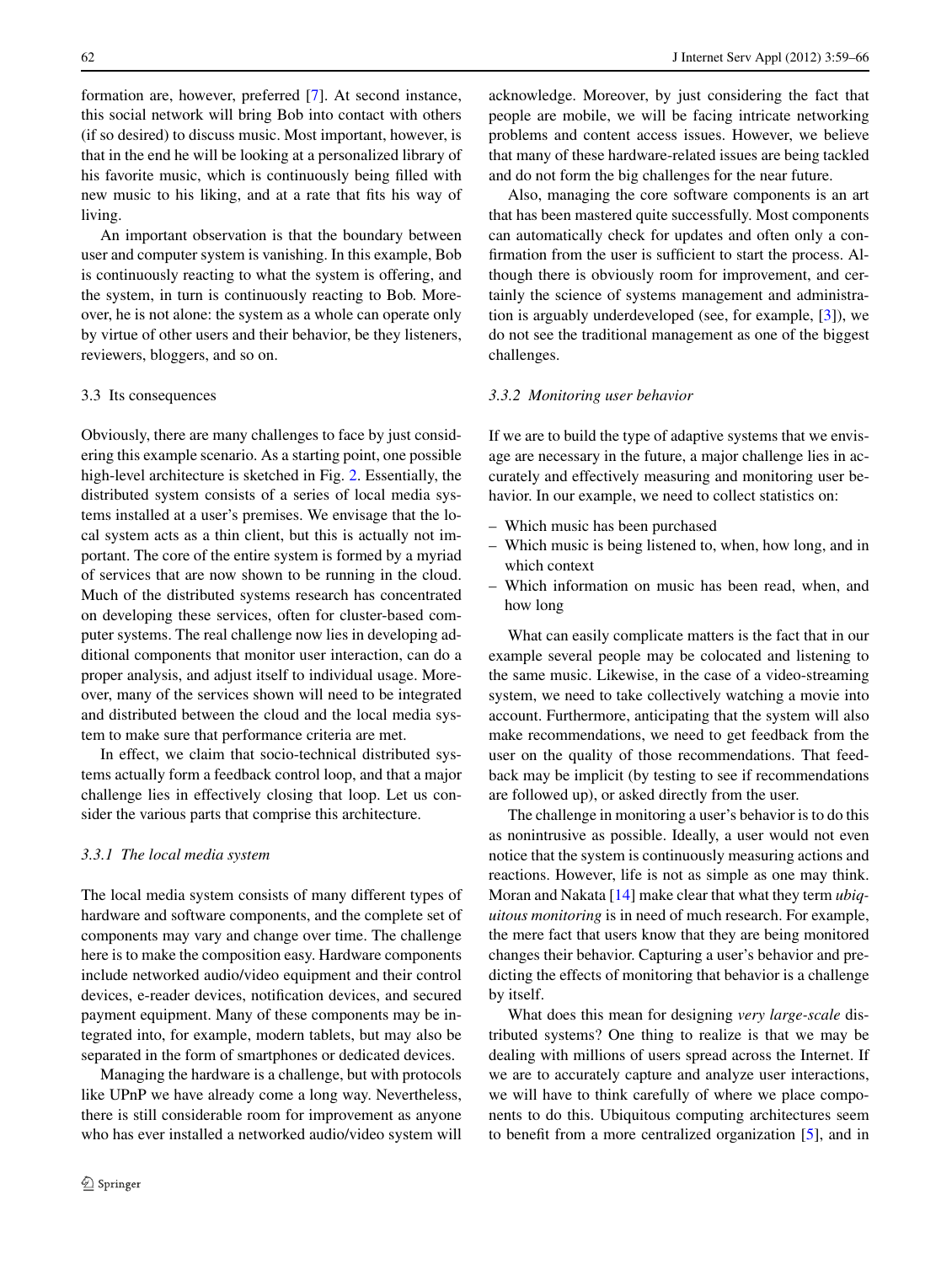formation are, however, preferred [7]. At second instance, this social network will bring Bob into contact with others (if so desired) to discuss music. Most important, however, is that in the end he will be looking at a personalized library of his favorite music, which is continuously being filled with new music to his liking, and at a rate that fits his way of living.

An important observation is that the boundary between user and computer system is vanishing. In this example, Bob is continuously reacting to what the system is offering, and the system, in turn is continuously reacting to Bob. Moreover, he is not alone: the system as a whole can operate only by virtue of other users and their behavior, be they listeners, reviewers, bloggers, and so on.

### 3.3 Its consequences

Obviously, there are many challenges to face by just considering this example scenario. As a starting point, one possible high-level architecture is sketched in Fig. 2. Essentially, the distributed system consists of a series of local media systems installed at a user's premises. We envisage that the local system acts as a thin client, but this is actually not important. The core of the entire system is formed by a myriad of services that are now shown to be running in the cloud. Much of the distributed systems research has concentrated on developing these services, often for cluster-based computer systems. The real challenge now lies in developing additional components that monitor user interaction, can do a proper analysis, and adjust itself to individual usage. Moreover, many of the services shown will need to be integrated and distributed between the cloud and the local media system to make sure that performance criteria are met.

In effect, we claim that socio-technical distributed systems actually form a feedback control loop, and that a major challenge lies in effectively closing that loop. Let us consider the various parts that comprise this architecture.

#### *3.3.1 The local media system*

The local media system consists of many different types of hardware and software components, and the complete set of components may vary and change over time. The challenge here is to make the composition easy. Hardware components include networked audio/video equipment and their control devices, e-reader devices, notification devices, and secured payment equipment. Many of these components may be integrated into, for example, modern tablets, but may also be separated in the form of smartphones or dedicated devices.

Managing the hardware is a challenge, but with protocols like UPnP we have already come a long way. Nevertheless, there is still considerable room for improvement as anyone who has ever installed a networked audio/video system will acknowledge. Moreover, by just considering the fact that people are mobile, we will be facing intricate networking problems and content access issues. However, we believe that many of these hardware-related issues are being tackled and do not form the big challenges for the near future.

Also, managing the core software components is an art that has been mastered quite successfully. Most components can automatically check for updates and often only a confirmation from the user is sufficient to start the process. Although there is obviously room for improvement, and certainly the science of systems management and administration is arguably underdeveloped (see, for example, [3]), we do not see the traditional management as one of the biggest challenges.

#### *3.3.2 Monitoring user behavior*

If we are to build the type of adaptive systems that we envisage are necessary in the future, a major challenge lies in accurately and effectively measuring and monitoring user behavior. In our example, we need to collect statistics on:

- Which music has been purchased
- Which music is being listened to, when, how long, and in which context
- Which information on music has been read, when, and how long

What can easily complicate matters is the fact that in our example several people may be colocated and listening to the same music. Likewise, in the case of a video-streaming system, we need to take collectively watching a movie into account. Furthermore, anticipating that the system will also make recommendations, we need to get feedback from the user on the quality of those recommendations. That feedback may be implicit (by testing to see if recommendations are followed up), or asked directly from the user.

The challenge in monitoring a user's behavior is to do this as nonintrusive as possible. Ideally, a user would not even notice that the system is continuously measuring actions and reactions. However, life is not as simple as one may think. Moran and Nakata [14] make clear that what they term *ubiquitous monitoring* is in need of much research. For example, the mere fact that users know that they are being monitored changes their behavior. Capturing a user's behavior and predicting the effects of monitoring that behavior is a challenge by itself.

What does this mean for designing *very large-scale* distributed systems? One thing to realize is that we may be dealing with millions of users spread across the Internet. If we are to accurately capture and analyze user interactions, we will have to think carefully of where we place components to do this. Ubiquitous computing architectures seem to benefit from a more centralized organization [5], and in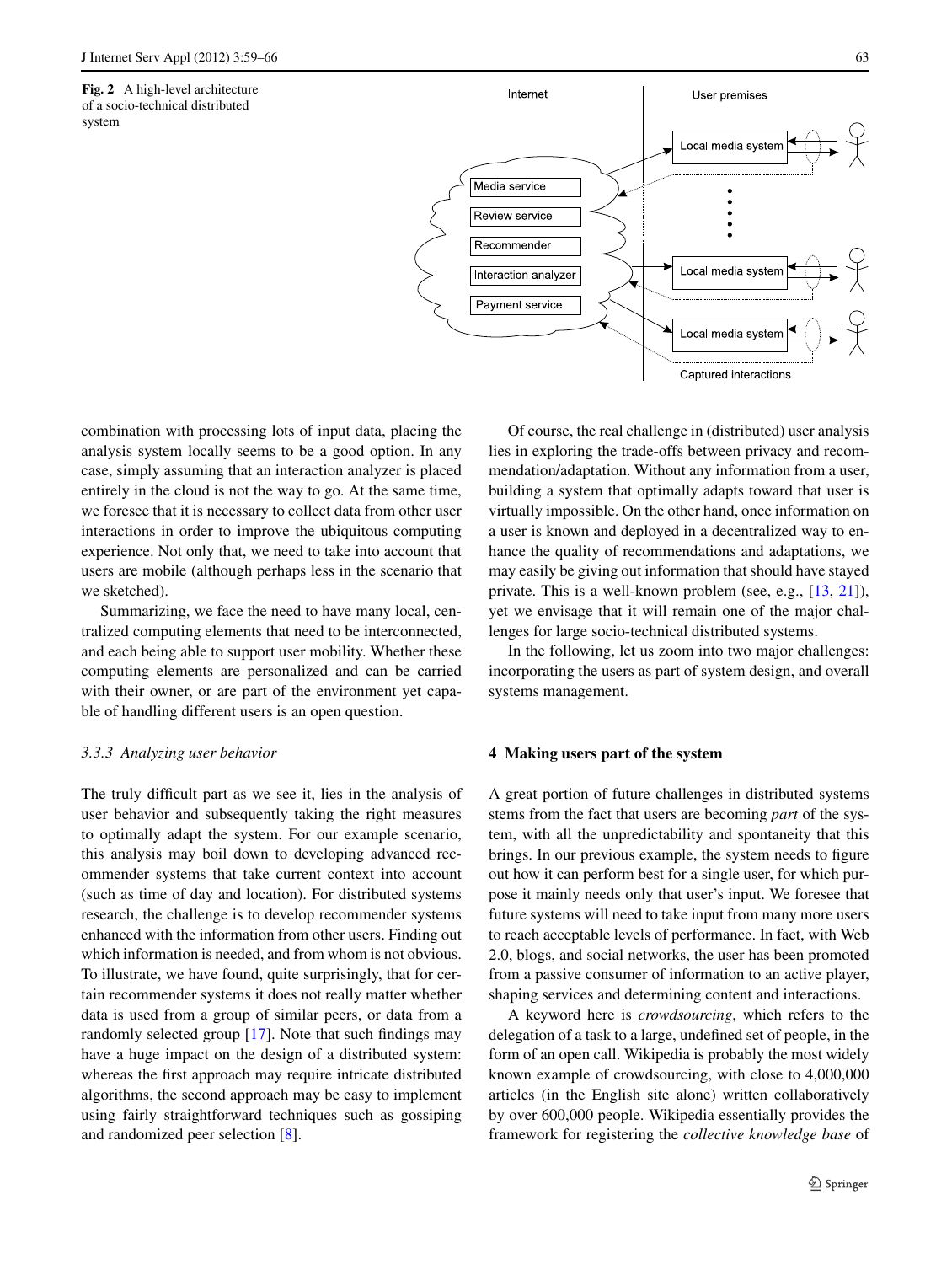Internet

User premises

Local media system

Media service

Review service

Recommender

Interaction analyzer

Payment service

Local media system

Local media system

Captured interactions

**Fig. 2** A high-level architecture of a socio-technical distributed system

combination with processing lots of input data, placing the analysis system locally seems to be a good option. In any case, simply assuming that an interaction analyzer is placed entirely in the cloud is not the way to go. At the same time, we foresee that it is necessary to collect data from other user interactions in order to improve the ubiquitous computing experience. Not only that, we need to take into account that users are mobile (although perhaps less in the scenario that we sketched).

Summarizing, we face the need to have many local, centralized computing elements that need to be interconnected, and each being able to support user mobility. Whether these computing elements are personalized and can be carried with their owner, or are part of the environment yet capable of handling different users is an open question.

#### 3.3.3 Analyzing user behavior

The truly difficult part as we see it, lies in the analysis of user behavior and subsequently taking the right measures to optimally adapt the system. For our example scenario, this analysis may boil down to developing advanced recommender systems that take current context into account (such as time of day and location). For distributed systems research, the challenge is to develop recommender systems enhanced with the information from other users. Finding out which information is needed, and from whom is not obvious. To illustrate, we have found, quite surprisingly, that for certain recommender systems it does not really matter whether data is used from a group of similar peers, or data from a randomly selected group [17]. Note that such findings may have a huge impact on the design of a distributed system: whereas the first approach may require intricate distributed algorithms, the second approach may be easy to implement using fairly straightforward techniques such as gossiping and randomized peer selection [8].

Of course, the real challenge in (distributed) user analysis lies in exploring the trade-offs between privacy and recommendation/adaptation. Without any information from a user, building a system that optimally adapts toward that user is virtually impossible. On the other hand, once information on a user is known and deployed in a decentralized way to enhance the quality of recommendations and adaptations, we may easily be giving out information that should have stayed private. This is a well-known problem (see, e.g., [13, 21]), yet we envisage that it will remain one of the major challenges for large socio-technical distributed systems.

In the following, let us zoom into two major challenges: incorporating the users as part of system design, and overall systems management.

## 4 Making users part of the system

A great portion of future challenges in distributed systems stems from the fact that users are becoming *part* of the system, with all the unpredictability and spontaneity that this brings. In our previous example, the system needs to figure out how it can perform best for a single user, for which purpose it mainly needs only that user's input. We foresee that future systems will need to take input from many more users to reach acceptable levels of performance. In fact, with Web 2.0, blogs, and social networks, the user has been promoted from a passive consumer of information to an active player, shaping services and determining content and interactions.

A keyword here is *crowdsourcing*, which refers to the delegation of a task to a large, undefined set of people, in the form of an open call. Wikipedia is probably the most widely known example of crowdsourcing, with close to 4,000,000 articles (in the English site alone) written collaboratively by over 600,000 people. Wikipedia essentially provides the framework for registering the *collective knowledge base* of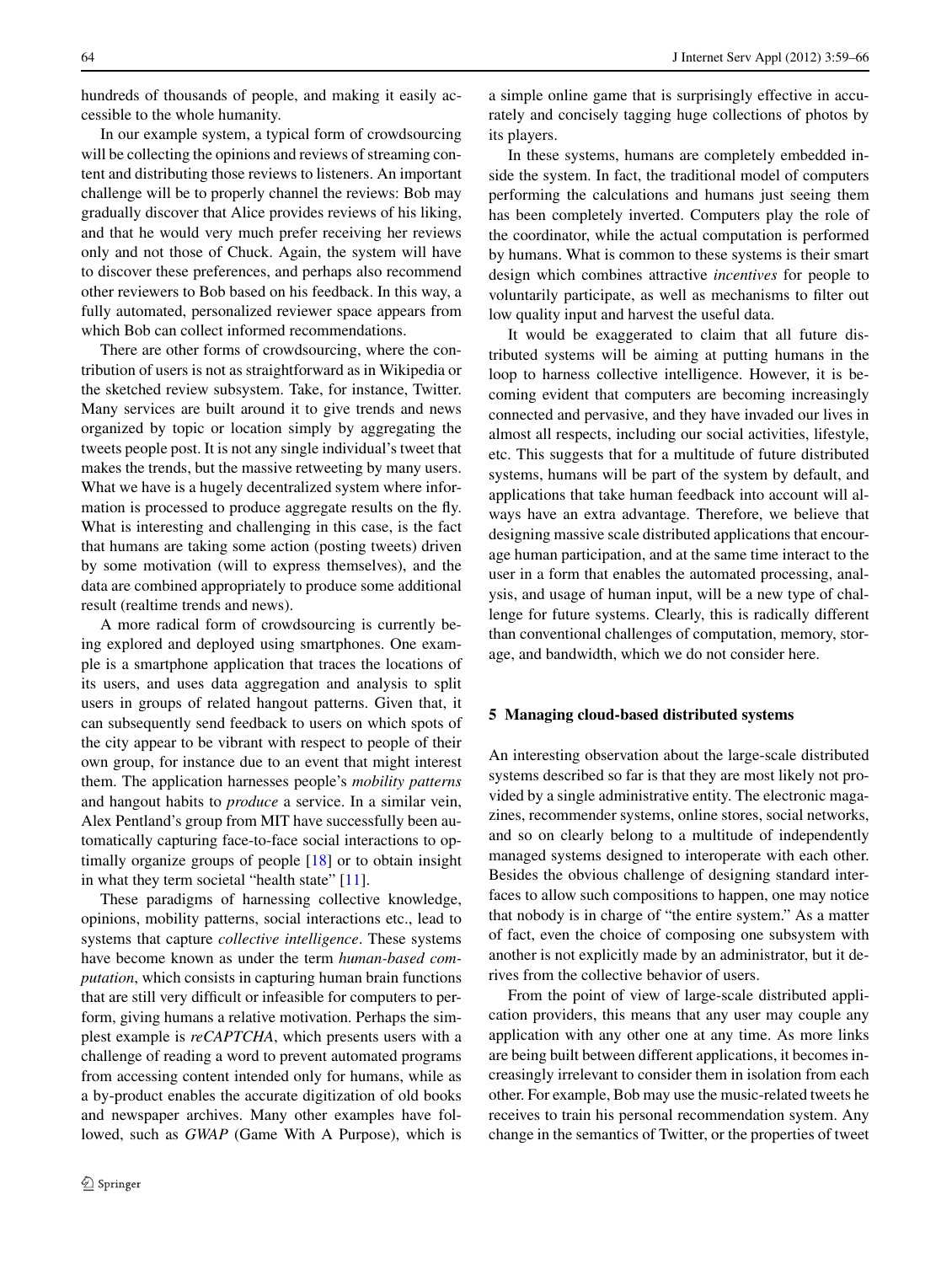hundreds of thousands of people, and making it easily accessible to the whole humanity.

In our example system, a typical form of crowdsourcing will be collecting the opinions and reviews of streaming content and distributing those reviews to listeners. An important challenge will be to properly channel the reviews: Bob may gradually discover that Alice provides reviews of his liking, and that he would very much prefer receiving her reviews only and not those of Chuck. Again, the system will have to discover these preferences, and perhaps also recommend other reviewers to Bob based on his feedback. In this way, a fully automated, personalized reviewer space appears from which Bob can collect informed recommendations.

There are other forms of crowdsourcing, where the contribution of users is not as straightforward as in Wikipedia or the sketched review subsystem. Take, for instance, Twitter. Many services are built around it to give trends and news organized by topic or location simply by aggregating the tweets people post. It is not any single individual's tweet that makes the trends, but the massive retweeting by many users. What we have is a hugely decentralized system where information is processed to produce aggregate results on the fly. What is interesting and challenging in this case, is the fact that humans are taking some action (posting tweets) driven by some motivation (will to express themselves), and the data are combined appropriately to produce some additional result (realtime trends and news).

A more radical form of crowdsourcing is currently being explored and deployed using smartphones. One example is a smartphone application that traces the locations of its users, and uses data aggregation and analysis to split users in groups of related hangout patterns. Given that, it can subsequently send feedback to users on which spots of the city appear to be vibrant with respect to people of their own group, for instance due to an event that might interest them. The application harnesses people's *mobility patterns* and hangout habits to *produce* a service. In a similar vein, Alex Pentland's group from MIT have successfully been automatically capturing face-to-face social interactions to optimally organize groups of people [18] or to obtain insight in what they term societal "health state" [11].

These paradigms of harnessing collective knowledge, opinions, mobility patterns, social interactions etc., lead to systems that capture *collective intelligence*. These systems have become known as under the term *human-based computation*, which consists in capturing human brain functions that are still very difficult or infeasible for computers to perform, giving humans a relative motivation. Perhaps the simplest example is *reCAPTCHA*, which presents users with a challenge of reading a word to prevent automated programs from accessing content intended only for humans, while as a by-product enables the accurate digitization of old books and newspaper archives. Many other examples have followed, such as *GWAP* (Game With A Purpose), which is a simple online game that is surprisingly effective in accurately and concisely tagging huge collections of photos by its players.

In these systems, humans are completely embedded inside the system. In fact, the traditional model of computers performing the calculations and humans just seeing them has been completely inverted. Computers play the role of the coordinator, while the actual computation is performed by humans. What is common to these systems is their smart design which combines attractive *incentives* for people to voluntarily participate, as well as mechanisms to filter out low quality input and harvest the useful data.

It would be exaggerated to claim that all future distributed systems will be aiming at putting humans in the loop to harness collective intelligence. However, it is becoming evident that computers are becoming increasingly connected and pervasive, and they have invaded our lives in almost all respects, including our social activities, lifestyle, etc. This suggests that for a multitude of future distributed systems, humans will be part of the system by default, and applications that take human feedback into account will always have an extra advantage. Therefore, we believe that designing massive scale distributed applications that encourage human participation, and at the same time interact to the user in a form that enables the automated processing, analysis, and usage of human input, will be a new type of challenge for future systems. Clearly, this is radically different than conventional challenges of computation, memory, storage, and bandwidth, which we do not consider here.

## 5 Managing cloud-based distributed systems

An interesting observation about the large-scale distributed systems described so far is that they are most likely not provided by a single administrative entity. The electronic magazines, recommender systems, online stores, social networks, and so on clearly belong to a multitude of independently managed systems designed to interoperate with each other. Besides the obvious challenge of designing standard interfaces to allow such compositions to happen, one may notice that nobody is in charge of "the entire system." As a matter of fact, even the choice of composing one subsystem with another is not explicitly made by an administrator, but it derives from the collective behavior of users.

From the point of view of large-scale distributed application providers, this means that any user may couple any application with any other one at any time. As more links are being built between different applications, it becomes increasingly irrelevant to consider them in isolation from each other. For example, Bob may use the music-related tweets he receives to train his personal recommendation system. Any change in the semantics of Twitter, or the properties of tweet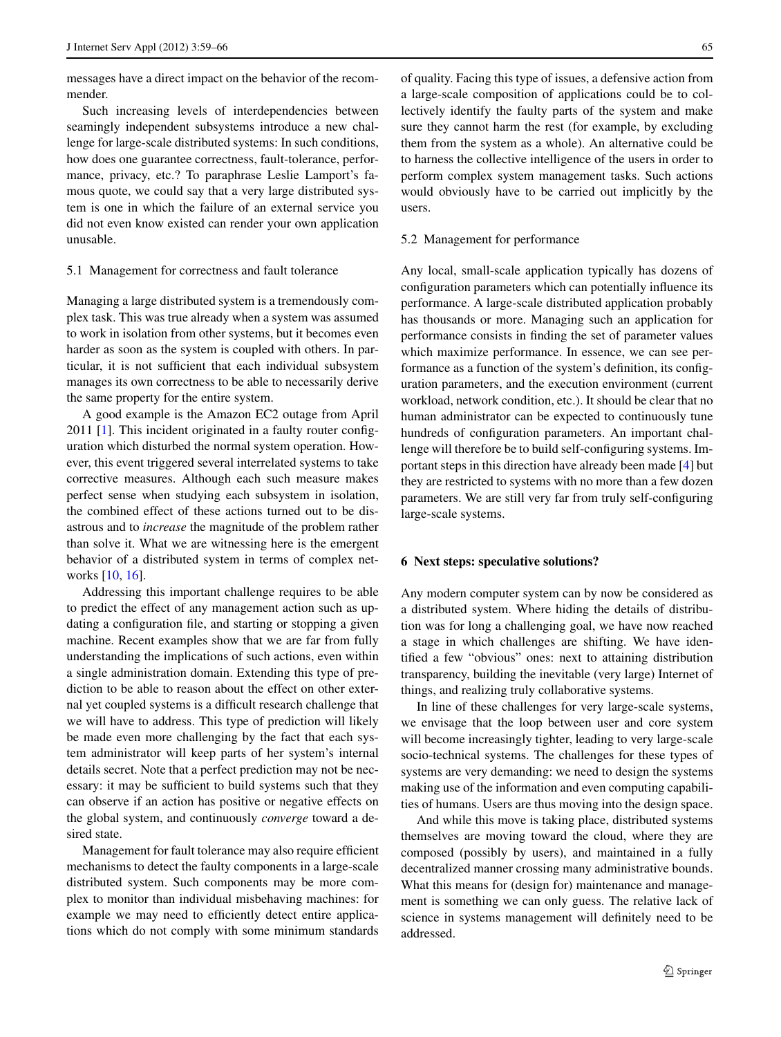messages have a direct impact on the behavior of the recommender.

Such increasing levels of interdependencies between seamingly independent subsystems introduce a new challenge for large-scale distributed systems: In such conditions, how does one guarantee correctness, fault-tolerance, performance, privacy, etc.? To paraphrase Leslie Lamport's famous quote, we could say that a very large distributed system is one in which the failure of an external service you did not even know existed can render your own application unusable.

### 5.1 Management for correctness and fault tolerance

Managing a large distributed system is a tremendously complex task. This was true already when a system was assumed to work in isolation from other systems, but it becomes even harder as soon as the system is coupled with others. In particular, it is not sufficient that each individual subsystem manages its own correctness to be able to necessarily derive the same property for the entire system.

A good example is the Amazon EC2 outage from April 2011 [1]. This incident originated in a faulty router configuration which disturbed the normal system operation. However, this event triggered several interrelated systems to take corrective measures. Although each such measure makes perfect sense when studying each subsystem in isolation, the combined effect of these actions turned out to be disastrous and to *increase* the magnitude of the problem rather than solve it. What we are witnessing here is the emergent behavior of a distributed system in terms of complex networks [10, 16].

Addressing this important challenge requires to be able to predict the effect of any management action such as updating a configuration file, and starting or stopping a given machine. Recent examples show that we are far from fully understanding the implications of such actions, even within a single administration domain. Extending this type of prediction to be able to reason about the effect on other external yet coupled systems is a difficult research challenge that we will have to address. This type of prediction will likely be made even more challenging by the fact that each system administrator will keep parts of her system's internal details secret. Note that a perfect prediction may not be necessary: it may be sufficient to build systems such that they can observe if an action has positive or negative effects on the global system, and continuously *converge* toward a desired state.

Management for fault tolerance may also require efficient mechanisms to detect the faulty components in a large-scale distributed system. Such components may be more complex to monitor than individual misbehaving machines: for example we may need to efficiently detect entire applications which do not comply with some minimum standards of quality. Facing this type of issues, a defensive action from a large-scale composition of applications could be to collectively identify the faulty parts of the system and make sure they cannot harm the rest (for example, by excluding them from the system as a whole). An alternative could be to harness the collective intelligence of the users in order to perform complex system management tasks. Such actions would obviously have to be carried out implicitly by the users.

### 5.2 Management for performance

Any local, small-scale application typically has dozens of configuration parameters which can potentially influence its performance. A large-scale distributed application probably has thousands or more. Managing such an application for performance consists in finding the set of parameter values which maximize performance. In essence, we can see performance as a function of the system's definition, its configuration parameters, and the execution environment (current workload, network condition, etc.). It should be clear that no human administrator can be expected to continuously tune hundreds of configuration parameters. An important challenge will therefore be to build self-configuring systems. Important steps in this direction have already been made [4] but they are restricted to systems with no more than a few dozen parameters. We are still very far from truly self-configuring large-scale systems.

## 6 Next steps: speculative solutions?

Any modern computer system can by now be considered as a distributed system. Where hiding the details of distribution was for long a challenging goal, we have now reached a stage in which challenges are shifting. We have identified a few "obvious" ones: next to attaining distribution transparency, building the inevitable (very large) Internet of things, and realizing truly collaborative systems.

In line of these challenges for very large-scale systems, we envisage that the loop between user and core system will become increasingly tighter, leading to very large-scale socio-technical systems. The challenges for these types of systems are very demanding: we need to design the systems making use of the information and even computing capabilities of humans. Users are thus moving into the design space.

And while this move is taking place, distributed systems themselves are moving toward the cloud, where they are composed (possibly by users), and maintained in a fully decentralized manner crossing many administrative bounds. What this means for (design for) maintenance and management is something we can only guess. The relative lack of science in systems management will definitely need to be addressed.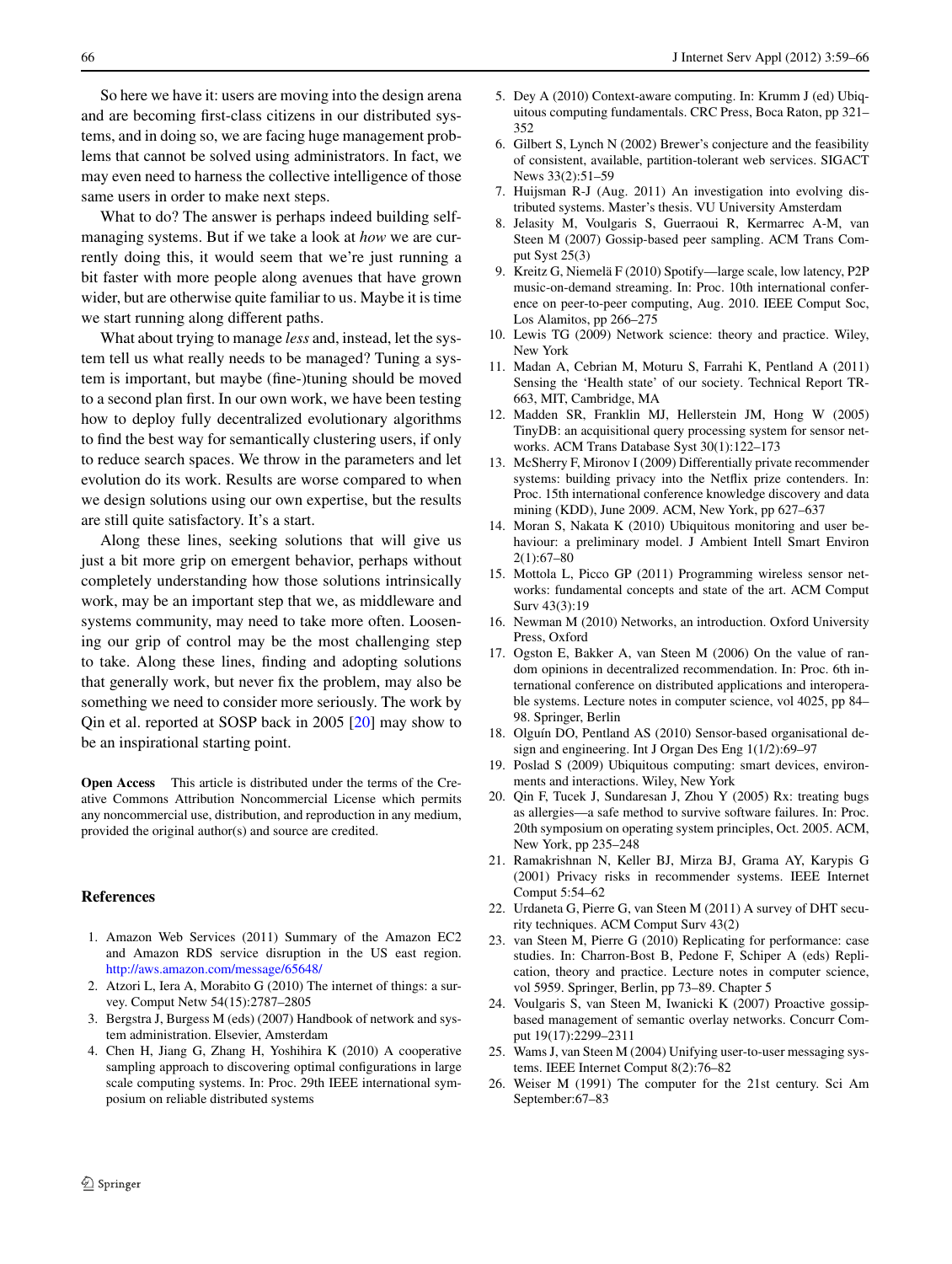So here we have it: users are moving into the design arena and are becoming first-class citizens in our distributed systems, and in doing so, we are facing huge management problems that cannot be solved using administrators. In fact, we may even need to harness the collective intelligence of those same users in order to make next steps.

What to do? The answer is perhaps indeed building self-managing systems. But if we take a look at *how* we are currently doing this, it would seem that we're just running a bit faster with more people along avenues that have grown wider, but are otherwise quite familiar to us. Maybe it is time we start running along different paths.

What about trying to manage *less* and, instead, let the system tell us what really needs to be managed? Tuning a system is important, but maybe (fine-)tuning should be moved to a second plan first. In our own work, we have been testing how to deploy fully decentralized evolutionary algorithms to find the best way for semantically clustering users, if only to reduce search spaces. We throw in the parameters and let evolution do its work. Results are worse compared to when we design solutions using our own expertise, but the results are still quite satisfactory. It's a start.

Along these lines, seeking solutions that will give us just a bit more grip on emergent behavior, perhaps without completely understanding how those solutions intrinsically work, may be an important step that we, as middleware and systems community, may need to take more often. Loosening our grip of control may be the most challenging step to take. Along these lines, finding and adopting solutions that generally work, but never fix the problem, may also be something we need to consider more seriously. The work by Qin et al. reported at SOSP back in 2005 [20] may show to be an inspirational starting point.

**Open Access** This article is distributed under the terms of the Creative Commons Attribution Noncommercial License which permits any noncommercial use, distribution, and reproduction in any medium, provided the original author(s) and source are credited.

## References

1. Amazon Web Services (2011) Summary of the Amazon EC2 and Amazon RDS service disruption in the US east region. http://aws.amazon.com/message/65648/
2. Atzori L, Iera A, Morabito G (2010) The internet of things: a survey. Comput Netw 54(15):2787–2805
3. Bergstra J, Burgess M (eds) (2007) Handbook of network and system administration. Elsevier, Amsterdam
4. Chen H, Jiang G, Zhang H, Yoshihira K (2010) A cooperative sampling approach to discovering optimal configurations in large scale computing systems. In: Proc. 29th IEEE international symposium on reliable distributed systems
5. Dey A (2010) Context-aware computing. In: Krumm J (ed) Ubiquitous computing fundamentals. CRC Press, Boca Raton, pp 321–352
6. Gilbert S, Lynch N (2002) Brewer's conjecture and the feasibility of consistent, available, partition-tolerant web services. SIGACT News 33(2):51–59
7. Huijsman R-J (Aug. 2011) An investigation into evolving distributed systems. Master's thesis. VU University Amsterdam
8. Jelasity M, Voulgaris S, Guerraoui R, Kermarrec A-M, van Steen M (2007) Gossip-based peer sampling. ACM Trans Comput Syst 25(3)
9. Kreitz G, Niemelä F (2010) Spotify—large scale, low latency, P2P music-on-demand streaming. In: Proc. 10th international conference on peer-to-peer computing, Aug. 2010. IEEE Comput Soc, Los Alamitos, pp 266–275
10. Lewis TG (2009) Network science: theory and practice. Wiley, New York
11. Madan A, Cebrian M, Moturu S, Farrahi K, Pentland A (2011) Sensing the 'Health state' of our society. Technical Report TR-663, MIT, Cambridge, MA
12. Madden SR, Franklin MJ, Hellerstein JM, Hong W (2005) TinyDB: an acquisitional query processing system for sensor networks. ACM Trans Database Syst 30(1):122–173
13. McSherry F, Mironov I (2009) Differentially private recommender systems: building privacy into the Netflix prize contenders. In: Proc. 15th international conference knowledge discovery and data mining (KDD), June 2009. ACM, New York, pp 627–637
14. Moran S, Nakata K (2010) Ubiquitous monitoring and user behaviour: a preliminary model. J Ambient Intell Smart Environ 2(1):67–80
15. Mottola L, Picco GP (2011) Programming wireless sensor networks: fundamental concepts and state of the art. ACM Comput Surv 43(3):19
16. Newman M (2010) Networks, an introduction. Oxford University Press, Oxford
17. Ogston E, Bakker A, van Steen M (2006) On the value of random opinions in decentralized recommendation. In: Proc. 6th international conference on distributed applications and interoperable systems. Lecture notes in computer science, vol 4025, pp 84–98. Springer, Berlin
18. Olguín DO, Pentland AS (2010) Sensor-based organisational design and engineering. Int J Organ Des Eng 1(1/2):69–97
19. Poslad S (2009) Ubiquitous computing: smart devices, environments and interactions. Wiley, New York
20. Qin F, Tucek J, Sundaresan J, Zhou Y (2005) Rx: treating bugs as allergies—a safe method to survive software failures. In: Proc. 20th symposium on operating system principles, Oct. 2005. ACM, New York, pp 235–248
21. Ramakrishnan N, Keller BJ, Mirza BJ, Grama AY, Karypis G (2001) Privacy risks in recommender systems. IEEE Internet Comput 5:54–62
22. Urdaneta G, Pierre G, van Steen M (2011) A survey of DHT security techniques. ACM Comput Surv 43(2)
23. van Steen M, Pierre G (2010) Replicating for performance: case studies. In: Charron-Bost B, Pedone F, Schiper A (eds) Replication, theory and practice. Lecture notes in computer science, vol 5959. Springer, Berlin, pp 73–89. Chapter 5
24. Voulgaris S, van Steen M, Iwanicki K (2007) Proactive gossip-based management of semantic overlay networks. Concurr Comput 19(17):2299–2311
25. Wams J, van Steen M (2004) Unifying user-to-user messaging systems. IEEE Internet Comput 8(2):76–82
26. Weiser M (1991) The computer for the 21st century. Sci Am September:67–83